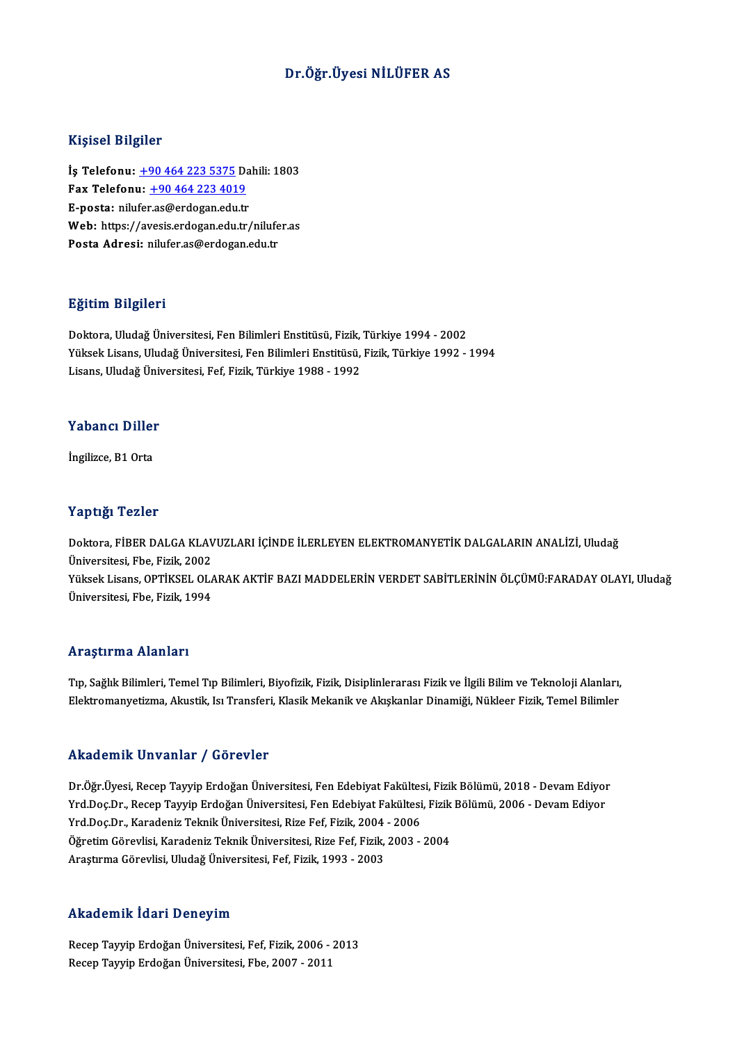# Dr.Öğr.Üyesi NİLÜFER AS

## Kişisel Bilgiler

**İş Telefonu:** +90 464 223 5375 Dahili: 1803
**Fax Telefonu:** +90 464 223 4019
**E-posta:** nilufer.as@erdogan.edu.tr
**Web:** https://avesis.erdogan.edu.tr/nilufer.as
**Posta Adresi:** nilufer.as@erdogan.edu.tr

## Eğitim Bilgileri

Doktora, Uludağ Üniversitesi, Fen Bilimleri Enstitüsü, Fizik, Türkiye 1994 - 2002
Yüksek Lisans, Uludağ Üniversitesi, Fen Bilimleri Enstitüsü, Fizik, Türkiye 1992 - 1994
Lisans, Uludağ Üniversitesi, Fef, Fizik, Türkiye 1988 - 1992

## Yabancı Diller

İngilizce, B1 Orta

## Yaptığı Tezler

Doktora, FİBER DALGA KLAVUZLARI İÇİNDE İLERLEYEN ELEKTROMANYETİK DALGALARIN ANALİZİ, Uludağ Üniversitesi, Fbe, Fizik, 2002
Yüksek Lisans, OPTİKSEL OLARAK AKTİF BAZI MADDELERİN VERDET SABİTLERİNİN ÖLÇÜMÜ:FARADAY OLAYI, Uludağ Üniversitesi, Fbe, Fizik, 1994

## Araştırma Alanları

Tıp, Sağlık Bilimleri, Temel Tıp Bilimleri, Biyofizik, Fizik, Disiplinlerarası Fizik ve İlgili Bilim ve Teknoloji Alanları, Elektromanyetizma, Akustik, Isı Transferi, Klasik Mekanik ve Akışkanlar Dinamiği, Nükleer Fizik, Temel Bilimler

## Akademik Unvanlar / Görevler

Dr.Öğr.Üyesi, Recep Tayyip Erdoğan Üniversitesi, Fen Edebiyat Fakültesi, Fizik Bölümü, 2018 - Devam Ediyor
Yrd.Doç.Dr., Recep Tayyip Erdoğan Üniversitesi, Fen Edebiyat Fakültesi, Fizik Bölümü, 2006 - Devam Ediyor
Yrd.Doç.Dr., Karadeniz Teknik Üniversitesi, Rize Fef, Fizik, 2004 - 2006
Öğretim Görevlisi, Karadeniz Teknik Üniversitesi, Rize Fef, Fizik, 2003 - 2004
Araştırma Görevlisi, Uludağ Üniversitesi, Fef, Fizik, 1993 - 2003

## Akademik İdari Deneyim

Recep Tayyip Erdoğan Üniversitesi, Fef, Fizik, 2006 - 2013
Recep Tayyip Erdoğan Üniversitesi, Fbe, 2007 - 2011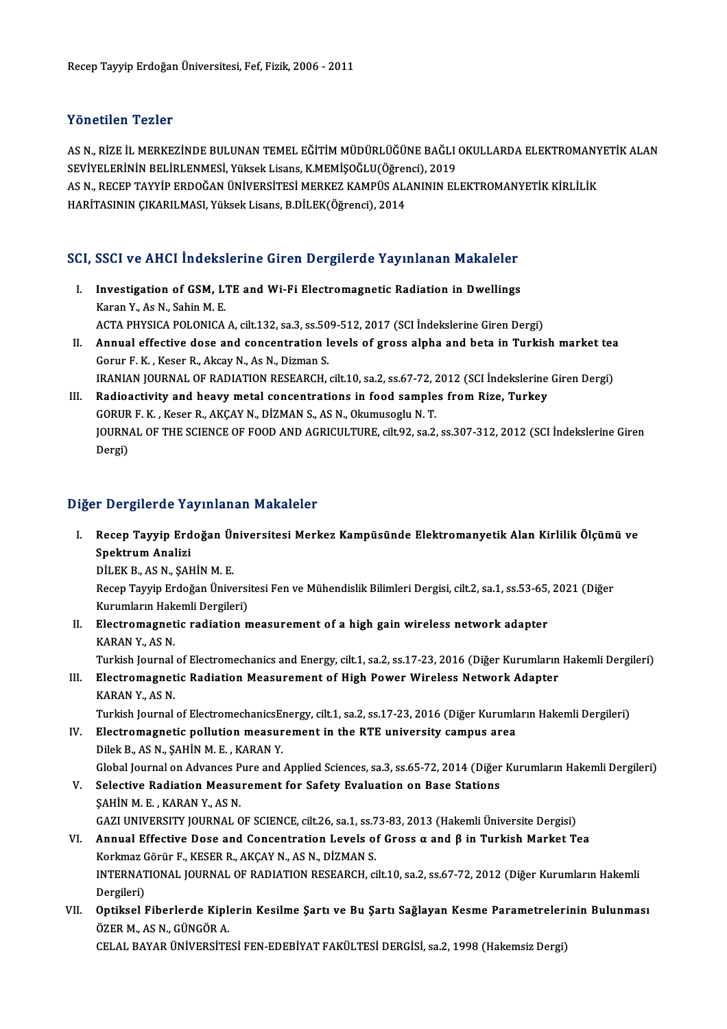Recep Tayyip Erdoğan Üniversitesi, Fef, Fizik, 2006 - 2011

## Yönetilen Tezler

AS N., RİZE İL MERKEZİNDE BULUNAN TEMEL EĞİTİM MÜDÜRLÜĞÜNE BAĞLI OKULLARDA ELEKTROMANYETİK ALAN SEVİYELERİNİN BELİRLENMESİ, Yüksek Lisans, K.MEMİŞOĞLU(Öğrenci), 2019

AS N., RECEP TAYYİP ERDOĞAN ÜNİVERSİTESİ MERKEZ KAMPÜS ALANININ ELEKTROMANYETİK KİRLİLİK HARİTASININ ÇIKARILMASI, Yüksek Lisans, B.DİLEK(Öğrenci), 2014

## SCI, SSCI ve AHCI İndekslerine Giren Dergilerde Yayınlanan Makaleler

I. **Investigation of GSM, LTE and Wi-Fi Electromagnetic Radiation in Dwellings**
   Karan Y., As N., Sahin M. E.
   ACTA PHYSICA POLONICA A, cilt.132, sa.3, ss.509-512, 2017 (SCI İndekslerine Giren Dergi)
II. **Annual effective dose and concentration levels of gross alpha and beta in Turkish market tea**
   Gorur F. K. , Keser R., Akcay N., As N., Dizman S.
   IRANIAN JOURNAL OF RADIATION RESEARCH, cilt.10, sa.2, ss.67-72, 2012 (SCI İndekslerine Giren Dergi)
III. **Radioactivity and heavy metal concentrations in food samples from Rize, Turkey**
   GORUR F. K. , Keser R., AKÇAY N., DİZMAN S., AS N., Okumusoglu N. T.
   JOURNAL OF THE SCIENCE OF FOOD AND AGRICULTURE, cilt.92, sa.2, ss.307-312, 2012 (SCI İndekslerine Giren Dergi)

## Diğer Dergilerde Yayınlanan Makaleler

I. **Recep Tayyip Erdoğan Üniversitesi Merkez Kampüsünde Elektromanyetik Alan Kirlilik Ölçümü ve Spektrum Analizi**
   DİLEK B., AS N., ŞAHİN M. E.
   Recep Tayyip Erdoğan Üniversitesi Fen ve Mühendislik Bilimleri Dergisi, cilt.2, sa.1, ss.53-65, 2021 (Diğer Kurumların Hakemli Dergileri)
II. **Electromagnetic radiation measurement of a high gain wireless network adapter**
   KARAN Y., AS N.
   Turkish Journal of Electromechanics and Energy, cilt.1, sa.2, ss.17-23, 2016 (Diğer Kurumların Hakemli Dergileri)
III. **Electromagnetic Radiation Measurement of High Power Wireless Network Adapter**
   KARAN Y., AS N.
   Turkish Journal of ElectromechanicsEnergy, cilt.1, sa.2, ss.17-23, 2016 (Diğer Kurumların Hakemli Dergileri)
IV. **Electromagnetic pollution measurement in the RTE university campus area**
   Dilek B., AS N., ŞAHİN M. E. , KARAN Y.
   Global Journal on Advances Pure and Applied Sciences, sa.3, ss.65-72, 2014 (Diğer Kurumların Hakemli Dergileri)
V. **Selective Radiation Measurement for Safety Evaluation on Base Stations**
   ŞAHİN M. E. , KARAN Y., AS N.
   GAZI UNIVERSITY JOURNAL OF SCIENCE, cilt.26, sa.1, ss.73-83, 2013 (Hakemli Üniversite Dergisi)
VI. **Annual Effective Dose and Concentration Levels of Gross α and β in Turkish Market Tea**
   Korkmaz Görür F., KESER R., AKÇAY N., AS N., DİZMAN S.
   INTERNATIONAL JOURNAL OF RADIATION RESEARCH, cilt.10, sa.2, ss.67-72, 2012 (Diğer Kurumların Hakemli Dergileri)
VII. **Optiksel Fiberlerde Kiplerin Kesilme Şartı ve Bu Şartı Sağlayan Kesme Parametrelerinin Bulunması**
   ÖZER M., AS N., GÜNGÖR A.
   CELAL BAYAR ÜNİVERSİTESİ FEN-EDEBİYAT FAKÜLTESİ DERGİSİ, sa.2, 1998 (Hakemsiz Dergi)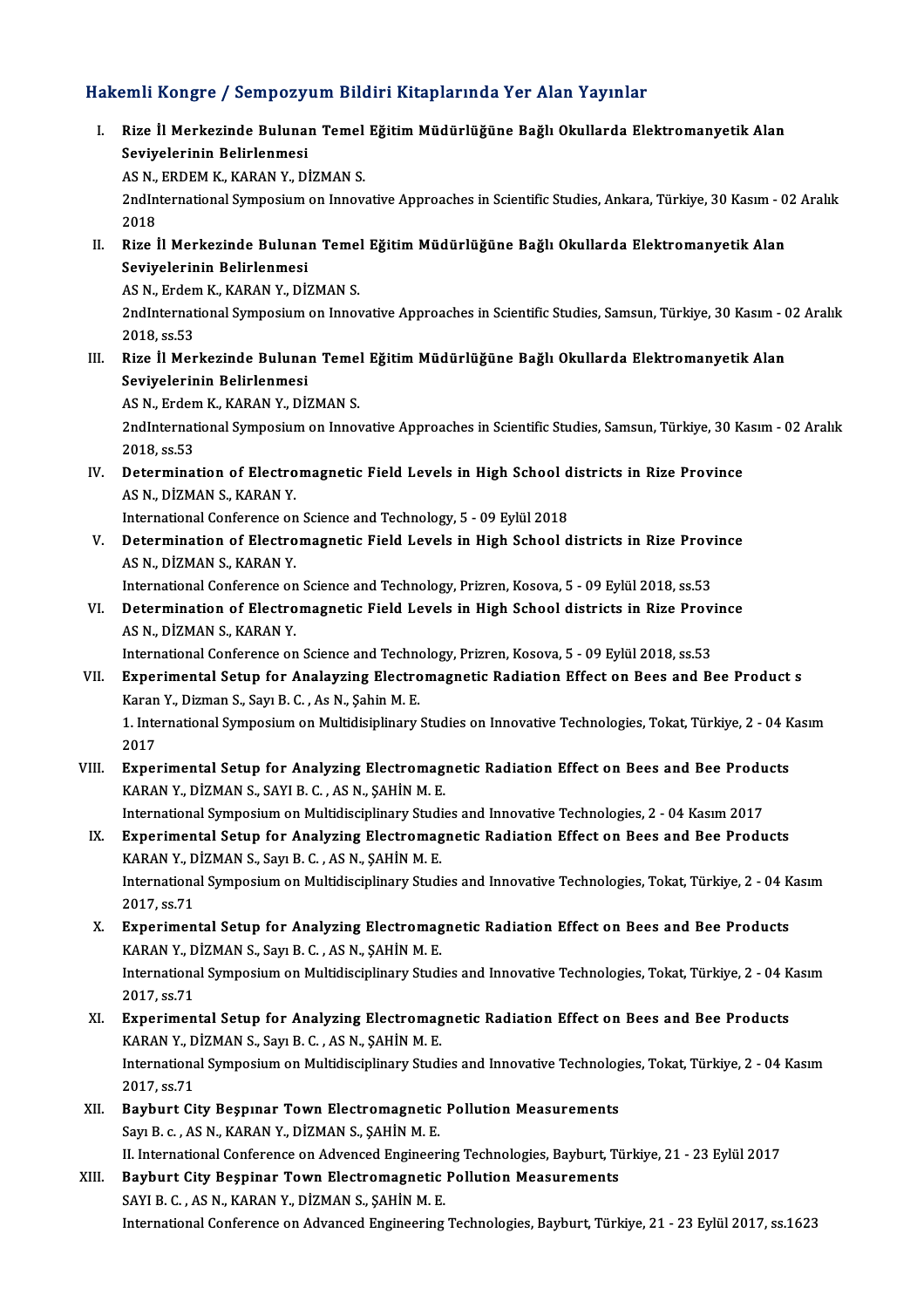## Hakemli Kongre / Sempozyum Bildiri Kitaplarında Yer Alan Yayınlar

I. **Rize İl Merkezinde Bulunan Temel Eğitim Müdürlüğüne Bağlı Okullarda Elektromanyetik Alan Seviyelerinin Belirlenmesi**
AS N., ERDEM K., KARAN Y., DİZMAN S.
2ndInternational Symposium on Innovative Approaches in Scientific Studies, Ankara, Türkiye, 30 Kasım - 02 Aralık 2018

II. **Rize İl Merkezinde Bulunan Temel Eğitim Müdürlüğüne Bağlı Okullarda Elektromanyetik Alan Seviyelerinin Belirlenmesi**
AS N., Erdem K., KARAN Y., DİZMAN S.
2ndInternational Symposium on Innovative Approaches in Scientific Studies, Samsun, Türkiye, 30 Kasım - 02 Aralık 2018, ss.53

III. **Rize İl Merkezinde Bulunan Temel Eğitim Müdürlüğüne Bağlı Okullarda Elektromanyetik Alan Seviyelerinin Belirlenmesi**
AS N., Erdem K., KARAN Y., DİZMAN S.
2ndInternational Symposium on Innovative Approaches in Scientific Studies, Samsun, Türkiye, 30 Kasım - 02 Aralık 2018, ss.53

IV. **Determination of Electromagnetic Field Levels in High School districts in Rize Province**
AS N., DİZMAN S., KARAN Y.
International Conference on Science and Technology, 5 - 09 Eylül 2018

V. **Determination of Electromagnetic Field Levels in High School districts in Rize Province**
AS N., DİZMAN S., KARAN Y.
International Conference on Science and Technology, Prizren, Kosova, 5 - 09 Eylül 2018, ss.53

VI. **Determination of Electromagnetic Field Levels in High School districts in Rize Province**
AS N., DİZMAN S., KARAN Y.
International Conference on Science and Technology, Prizren, Kosova, 5 - 09 Eylül 2018, ss.53

VII. **Experimental Setup for Analayzing Electromagnetic Radiation Effect on Bees and Bee Product s**
Karan Y., Dizman S., Sayı B. C. , As N., Şahin M. E.
1. International Symposium on Multidisiplinary Studies on Innovative Technologies, Tokat, Türkiye, 2 - 04 Kasım 2017

VIII. **Experimental Setup for Analyzing Electromagnetic Radiation Effect on Bees and Bee Products**
KARAN Y., DİZMAN S., SAYI B. C. , AS N., ŞAHİN M. E.
International Symposium on Multidisciplinary Studies and Innovative Technologies, 2 - 04 Kasım 2017

IX. **Experimental Setup for Analyzing Electromagnetic Radiation Effect on Bees and Bee Products**
KARAN Y., DİZMAN S., Sayı B. C. , AS N., ŞAHİN M. E.
International Symposium on Multidisciplinary Studies and Innovative Technologies, Tokat, Türkiye, 2 - 04 Kasım 2017, ss.71

X. **Experimental Setup for Analyzing Electromagnetic Radiation Effect on Bees and Bee Products**
KARAN Y., DİZMAN S., Sayı B. C. , AS N., ŞAHİN M. E.
International Symposium on Multidisciplinary Studies and Innovative Technologies, Tokat, Türkiye, 2 - 04 Kasım 2017, ss.71

XI. **Experimental Setup for Analyzing Electromagnetic Radiation Effect on Bees and Bee Products**
KARAN Y., DİZMAN S., Sayı B. C. , AS N., ŞAHİN M. E.
International Symposium on Multidisciplinary Studies and Innovative Technologies, Tokat, Türkiye, 2 - 04 Kasım 2017, ss.71

XII. **Bayburt City Beşpınar Town Electromagnetic Pollution Measurements**
Sayı B. c. , AS N., KARAN Y., DİZMAN S., ŞAHİN M. E.
II. International Conference on Advanced Engineering Technologies, Bayburt, Türkiye, 21 - 23 Eylül 2017

XIII. **Bayburt City Beşpinar Town Electromagnetic Pollution Measurements**
SAYI B. C. , AS N., KARAN Y., DİZMAN S., ŞAHİN M. E.
International Conference on Advanced Engineering Technologies, Bayburt, Türkiye, 21 - 23 Eylül 2017, ss.1623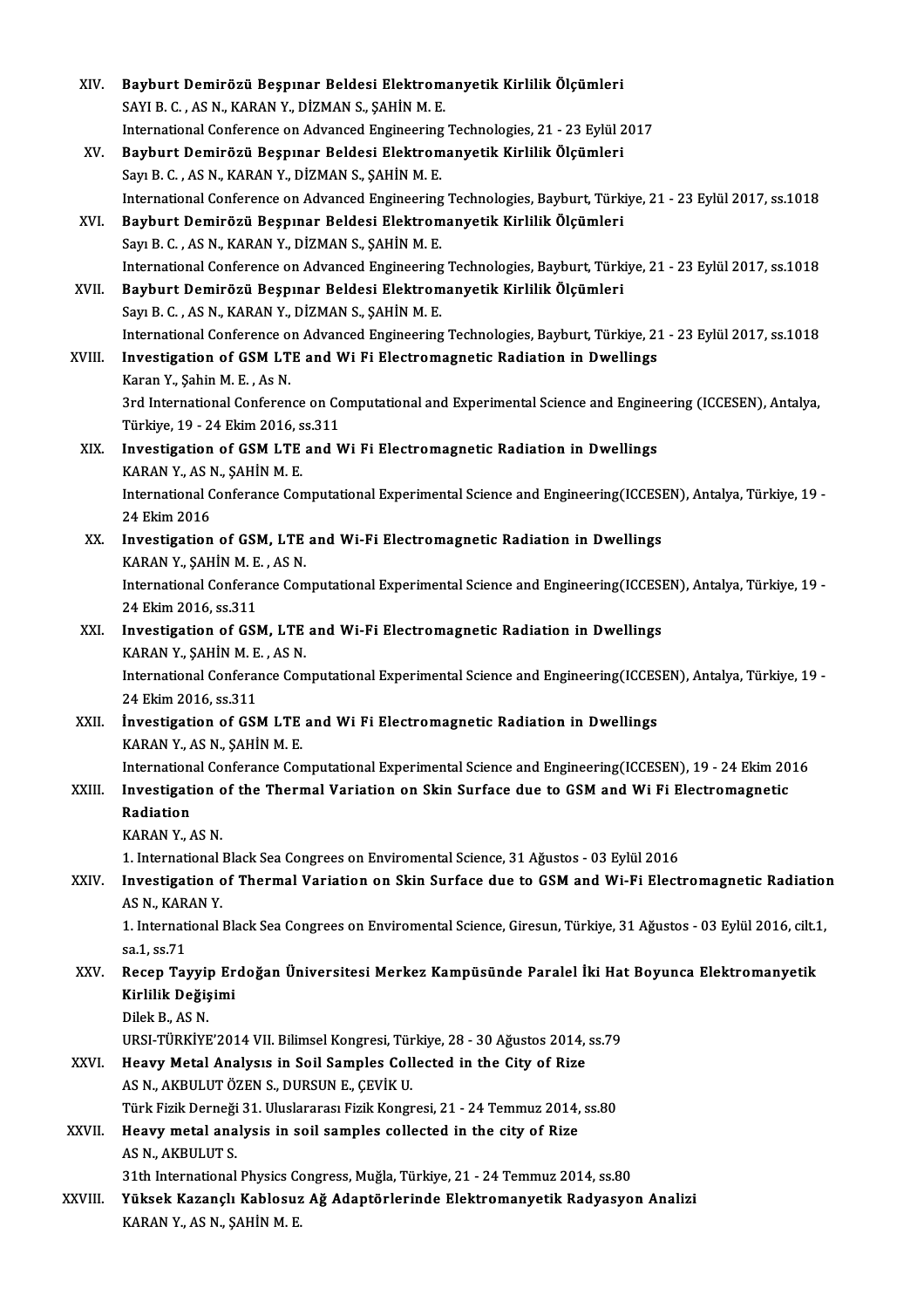XIV. **Bayburt Demirözü Beşpınar Beldesi Elektromanyetik Kirlilik Ölçümleri**
SAYI B. C. , AS N., KARAN Y., DİZMAN S., ŞAHİN M. E.
International Conference on Advanced Engineering Technologies, 21 - 23 Eylül 2017

XV. **Bayburt Demirözü Beşpınar Beldesi Elektromanyetik Kirlilik Ölçümleri**
Sayı B. C. , AS N., KARAN Y., DİZMAN S., ŞAHİN M. E.
International Conference on Advanced Engineering Technologies, Bayburt, Türkiye, 21 - 23 Eylül 2017, ss.1018

XVI. **Bayburt Demirözü Beşpınar Beldesi Elektromanyetik Kirlilik Ölçümleri**
Sayı B. C. , AS N., KARAN Y., DİZMAN S., ŞAHİN M. E.
International Conference on Advanced Engineering Technologies, Bayburt, Türkiye, 21 - 23 Eylül 2017, ss.1018

XVII. **Bayburt Demirözü Beşpınar Beldesi Elektromanyetik Kirlilik Ölçümleri**
Sayı B. C. , AS N., KARAN Y., DİZMAN S., ŞAHİN M. E.
International Conference on Advanced Engineering Technologies, Bayburt, Türkiye, 21 - 23 Eylül 2017, ss.1018

XVIII. **Investigation of GSM LTE and Wi Fi Electromagnetic Radiation in Dwellings**
Karan Y., Şahin M. E. , As N.
3rd International Conference on Computational and Experimental Science and Engineering (ICCESEN), Antalya, Türkiye, 19 - 24 Ekim 2016, ss.311

XIX. **Investigation of GSM LTE and Wi Fi Electromagnetic Radiation in Dwellings**
KARAN Y., AS N., ŞAHİN M. E.
International Conferance Computational Experimental Science and Engineering(ICCESEN), Antalya, Türkiye, 19 - 24 Ekim 2016

XX. **Investigation of GSM, LTE and Wi-Fi Electromagnetic Radiation in Dwellings**
KARAN Y., ŞAHİN M. E. , AS N.
International Conferance Computational Experimental Science and Engineering(ICCESEN), Antalya, Türkiye, 19 - 24 Ekim 2016, ss.311

XXI. **Investigation of GSM, LTE and Wi-Fi Electromagnetic Radiation in Dwellings**
KARAN Y., ŞAHİN M. E. , AS N.
International Conferance Computational Experimental Science and Engineering(ICCESEN), Antalya, Türkiye, 19 - 24 Ekim 2016, ss.311

XXII. **İnvestigation of GSM LTE and Wi Fi Electromagnetic Radiation in Dwellings**
KARAN Y., AS N., ŞAHİN M. E.
International Conferance Computational Experimental Science and Engineering(ICCESEN), 19 - 24 Ekim 2016

XXIII. **Investigation of the Thermal Variation on Skin Surface due to GSM and Wi Fi Electromagnetic Radiation**
KARAN Y., AS N.
1. International Black Sea Congrees on Enviromental Science, 31 Ağustos - 03 Eylül 2016

XXIV. **Investigation of Thermal Variation on Skin Surface due to GSM and Wi-Fi Electromagnetic Radiation**
AS N., KARAN Y.
1. International Black Sea Congrees on Enviromental Science, Giresun, Türkiye, 31 Ağustos - 03 Eylül 2016, cilt.1, sa.1, ss.71

XXV. **Recep Tayyip Erdoğan Üniversitesi Merkez Kampüsünde Paralel İki Hat Boyunca Elektromanyetik Kirlilik Değişimi**
Dilek B., AS N.
URSI-TÜRKİYE'2014 VII. Bilimsel Kongresi, Türkiye, 28 - 30 Ağustos 2014, ss.79

XXVI. **Heavy Metal Analysıs in Soil Samples Collected in the City of Rize**
AS N., AKBULUT ÖZEN S., DURSUN E., ÇEVİK U.
Türk Fizik Derneği 31. Uluslararası Fizik Kongresi, 21 - 24 Temmuz 2014, ss.80

XXVII. **Heavy metal analysis in soil samples collected in the city of Rize**
AS N., AKBULUT S.
31th International Physics Congress, Muğla, Türkiye, 21 - 24 Temmuz 2014, ss.80

XXVIII. **Yüksek Kazançlı Kablosuz Ağ Adaptörlerinde Elektromanyetik Radyasyon Analizi**
KARAN Y., AS N., ŞAHİN M. E.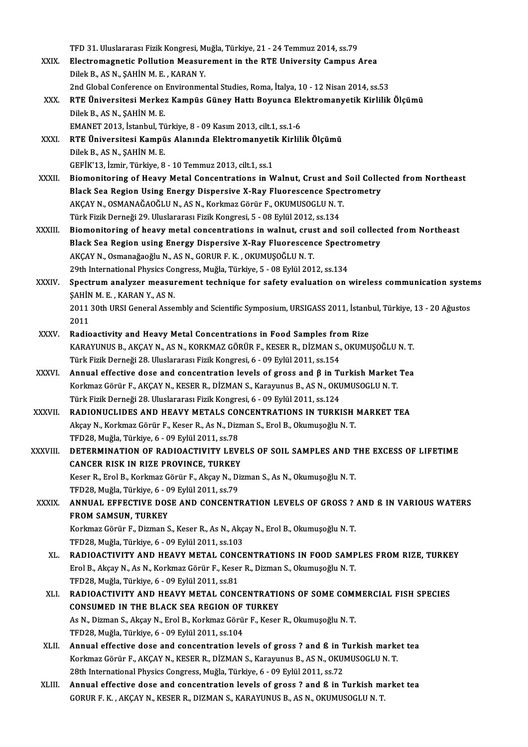TFD 31. Uluslararası Fizik Kongresi, Muğla, Türkiye, 21 - 24 Temmuz 2014, ss.79

XXIX. **Electromagnetic Pollution Measurement in the RTE University Campus Area**
Dilek B., AS N., ŞAHİN M. E. , KARAN Y.
2nd Global Conference on Environmental Studies, Roma, İtalya, 10 - 12 Nisan 2014, ss.53

XXX. **RTE Üniversitesi Merkez Kampüs Güney Hattı Boyunca Elektromanyetik Kirlilik Ölçümü**
Dilek B., AS N., ŞAHİN M. E.
EMANET 2013, İstanbul, Türkiye, 8 - 09 Kasım 2013, cilt.1, ss.1-6

XXXI. **RTE Üniversitesi Kampüs Alanında Elektromanyetik Kirlilik Ölçümü**
Dilek B., AS N., ŞAHİN M. E.
GEFİK'13, İzmir, Türkiye, 8 - 10 Temmuz 2013, cilt.1, ss.1

XXXII. **Biomonitoring of Heavy Metal Concentrations in Walnut, Crust and Soil Collected from Northeast Black Sea Region Using Energy Dispersive X-Ray Fluorescence Spectrometry**
AKÇAY N., OSMANAĞAOĞLU N., AS N., Korkmaz Görür F., OKUMUSOGLU N. T.
Türk Fizik Derneği 29. Uluslararası Fizik Kongresi, 5 - 08 Eylül 2012, ss.134

XXXIII. **Biomonitoring of heavy metal concentrations in walnut, crust and soil collected from Northeast Black Sea Region using Energy Dispersive X-Ray Fluorescence Spectrometry**
AKÇAY N., Osmanağaoğlu N., AS N., GORUR F. K. , OKUMUŞOĞLU N. T.
29th International Physics Congress, Muğla, Türkiye, 5 - 08 Eylül 2012, ss.134

XXXIV. **Spectrum analyzer measurement technique for safety evaluation on wireless communication systems**
ŞAHİN M. E. , KARAN Y., AS N.
2011 30th URSI General Assembly and Scientific Symposium, URSIGASS 2011, İstanbul, Türkiye, 13 - 20 Ağustos 2011

XXXV. **Radioactivity and Heavy Metal Concentrations in Food Samples from Rize**
KARAYUNUS B., AKÇAY N., AS N., KORKMAZ GÖRÜR F., KESER R., DİZMAN S., OKUMUŞOĞLU N. T.
Türk Fizik Derneği 28. Uluslararası Fizik Kongresi, 6 - 09 Eylül 2011, ss.154

XXXVI. **Annual effective dose and concentration levels of gross and β in Turkish Market Tea**
Korkmaz Görür F., AKÇAY N., KESER R., DİZMAN S., Karayunus B., AS N., OKUMUSOGLU N. T.
Türk Fizik Derneği 28. Uluslararası Fizik Kongresi, 6 - 09 Eylül 2011, ss.124

XXXVII. **RADIONUCLIDES AND HEAVY METALS CONCENTRATIONS IN TURKISH MARKET TEA**
Akçay N., Korkmaz Görür F., Keser R., As N., Dizman S., Erol B., Okumuşoğlu N. T.
TFD28, Muğla, Türkiye, 6 - 09 Eylül 2011, ss.78

XXXVIII. **DETERMINATION OF RADIOACTIVITY LEVELS OF SOIL SAMPLES AND THE EXCESS OF LIFETIME CANCER RISK IN RIZE PROVINCE, TURKEY**
Keser R., Erol B., Korkmaz Görür F., Akçay N., Dizman S., As N., Okumuşoğlu N. T.
TFD28, Muğla, Türkiye, 6 - 09 Eylül 2011, ss.79

XXXIX. **ANNUAL EFFECTIVE DOSE AND CONCENTRATION LEVELS OF GROSS ? AND ß IN VARIOUS WATERS FROM SAMSUN, TURKEY**
Korkmaz Görür F., Dizman S., Keser R., As N., Akçay N., Erol B., Okumuşoğlu N. T.
TFD28, Muğla, Türkiye, 6 - 09 Eylül 2011, ss.103

XL. **RADIOACTIVITY AND HEAVY METAL CONCENTRATIONS IN FOOD SAMPLES FROM RIZE, TURKEY**
Erol B., Akçay N., As N., Korkmaz Görür F., Keser R., Dizman S., Okumuşoğlu N. T.
TFD28, Muğla, Türkiye, 6 - 09 Eylül 2011, ss.81

XLI. **RADIOACTIVITY AND HEAVY METAL CONCENTRATIONS OF SOME COMMERCIAL FISH SPECIES CONSUMED IN THE BLACK SEA REGION OF TURKEY**
As N., Dizman S., Akçay N., Erol B., Korkmaz Görür F., Keser R., Okumuşoğlu N. T.
TFD28, Muğla, Türkiye, 6 - 09 Eylül 2011, ss.104

XLII. **Annual effective dose and concentration levels of gross ? and ß in Turkish market tea**
Korkmaz Görür F., AKÇAY N., KESER R., DİZMAN S., Karayunus B., AS N., OKUMUSOGLU N. T.
28th International Physics Congress, Muğla, Türkiye, 6 - 09 Eylül 2011, ss.72

XLIII. **Annual effective dose and concentration levels of gross ? and ß in Turkish market tea**
GORUR F. K. , AKÇAY N., KESER R., DIZMAN S., KARAYUNUS B., AS N., OKUMUSOGLU N. T.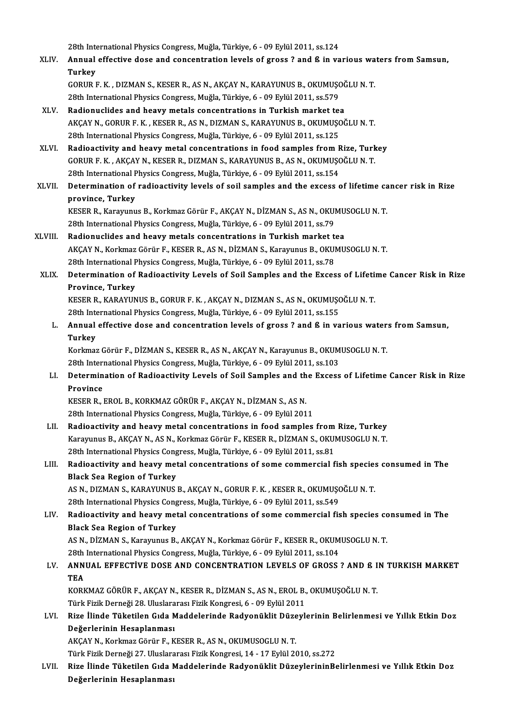28th International Physics Congress, Muğla, Türkiye, 6 - 09 Eylül 2011, ss.124

XLIV. **Annual effective dose and concentration levels of gross ? and ß in various waters from Samsun, Turkey**
GORUR F. K. , DIZMAN S., KESER R., AS N., AKÇAY N., KARAYUNUS B., OKUMUŞOĞLU N. T.
28th International Physics Congress, Muğla, Türkiye, 6 - 09 Eylül 2011, ss.579

XLV. **Radionuclides and heavy metals concentrations in Turkish market tea**
AKÇAY N., GORUR F. K. , KESER R., AS N., DIZMAN S., KARAYUNUS B., OKUMUŞOĞLU N. T.
28th International Physics Congress, Muğla, Türkiye, 6 - 09 Eylül 2011, ss.125

XLVI. **Radioactivity and heavy metal concentrations in food samples from Rize, Turkey**
GORUR F. K. , AKÇAY N., KESER R., DIZMAN S., KARAYUNUS B., AS N., OKUMUŞOĞLU N. T.
28th International Physics Congress, Muğla, Türkiye, 6 - 09 Eylül 2011, ss.154

XLVII. **Determination of radioactivity levels of soil samples and the excess of lifetime cancer risk in Rize province, Turkey**
KESER R., Karayunus B., Korkmaz Görür F., AKÇAY N., DİZMAN S., AS N., OKUMUSOGLU N. T.
28th International Physics Congress, Muğla, Türkiye, 6 - 09 Eylül 2011, ss.79

XLVIII. **Radionuclides and heavy metals concentrations in Turkish market tea**
AKÇAY N., Korkmaz Görür F., KESER R., AS N., DİZMAN S., Karayunus B., OKUMUSOGLU N. T.
28th International Physics Congress, Muğla, Türkiye, 6 - 09 Eylül 2011, ss.78

XLIX. **Determination of Radioactivity Levels of Soil Samples and the Excess of Lifetime Cancer Risk in Rize Province, Turkey**
KESER R., KARAYUNUS B., GORUR F. K. , AKÇAY N., DIZMAN S., AS N., OKUMUŞOĞLU N. T.
28th International Physics Congress, Muğla, Türkiye, 6 - 09 Eylül 2011, ss.155

L. **Annual effective dose and concentration levels of gross ? and ß in various waters from Samsun, Turkey**
Korkmaz Görür F., DİZMAN S., KESER R., AS N., AKÇAY N., Karayunus B., OKUMUSOGLU N. T.
28th International Physics Congress, Muğla, Türkiye, 6 - 09 Eylül 2011, ss.103

LI. **Determination of Radioactivity Levels of Soil Samples and the Excess of Lifetime Cancer Risk in Rize Province**
KESER R., EROL B., KORKMAZ GÖRÜR F., AKÇAY N., DİZMAN S., AS N.
28th International Physics Congress, Muğla, Türkiye, 6 - 09 Eylül 2011

LII. **Radioactivity and heavy metal concentrations in food samples from Rize, Turkey**
Karayunus B., AKÇAY N., AS N., Korkmaz Görür F., KESER R., DİZMAN S., OKUMUSOGLU N. T.
28th International Physics Congress, Muğla, Türkiye, 6 - 09 Eylül 2011, ss.81

LIII. **Radioactivity and heavy metal concentrations of some commercial fish species consumed in The Black Sea Region of Turkey**
AS N., DIZMAN S., KARAYUNUS B., AKÇAY N., GORUR F. K. , KESER R., OKUMUŞOĞLU N. T.
28th International Physics Congress, Muğla, Türkiye, 6 - 09 Eylül 2011, ss.549

LIV. **Radioactivity and heavy metal concentrations of some commercial fish species consumed in The Black Sea Region of Turkey**
AS N., DİZMAN S., Karayunus B., AKÇAY N., Korkmaz Görür F., KESER R., OKUMUSOGLU N. T.
28th International Physics Congress, Muğla, Türkiye, 6 - 09 Eylül 2011, ss.104

LV. **ANNUAL EFFECTİVE DOSE AND CONCENTRATION LEVELS OF GROSS ? AND ß IN TURKISH MARKET TEA**
KORKMAZ GÖRÜR F., AKÇAY N., KESER R., DİZMAN S., AS N., EROL B., OKUMUŞOĞLU N. T.
Türk Fizik Derneği 28. Uluslararası Fizik Kongresi, 6 - 09 Eylül 2011

LVI. **Rize İlinde Tüketilen Gıda Maddelerinde Radyonüklit Düzeylerinin Belirlenmesi ve Yıllık Etkin Doz Değerlerinin Hesaplanması**
AKÇAY N., Korkmaz Görür F., KESER R., AS N., OKUMUSOGLU N. T.
Türk Fizik Derneği 27. Uluslararası Fizik Kongresi, 14 - 17 Eylül 2010, ss.272

LVII. **Rize İlinde Tüketilen Gıda Maddelerinde Radyonüklit DüzeylerininBelirlenmesi ve Yıllık Etkin Doz Değerlerinin Hesaplanması**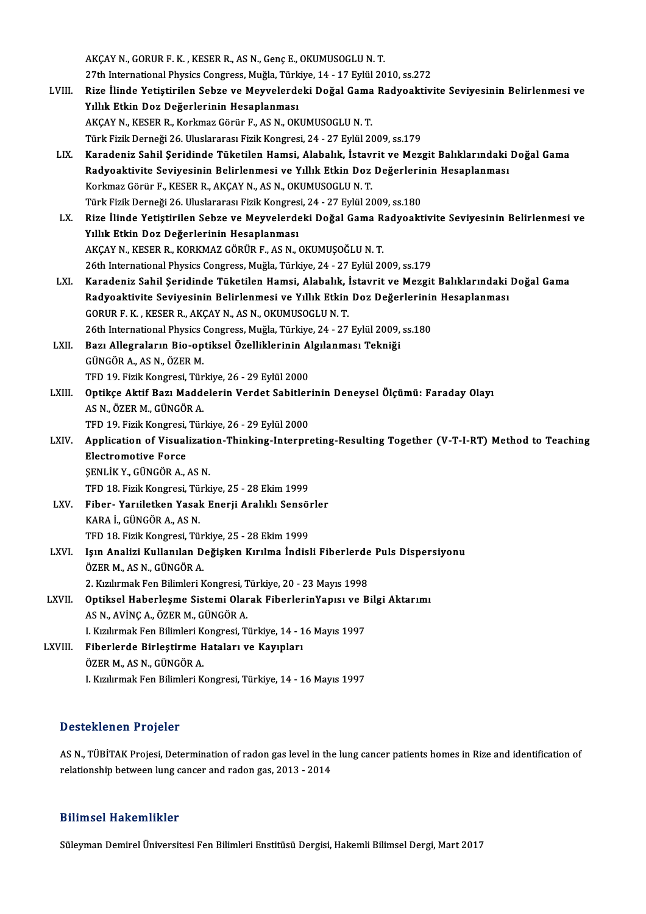AKÇAY N., GORUR F. K. , KESER R., AS N., Genç E., OKUMUSOGLU N. T.
27th International Physics Congress, Muğla, Türkiye, 14 - 17 Eylül 2010, ss.272

LVIII. **Rize İlinde Yetiştirilen Sebze ve Meyvelerdeki Doğal Gama Radyoaktivite Seviyesinin Belirlenmesi ve Yıllık Etkin Doz Değerlerinin Hesaplanması**
AKÇAY N., KESER R., Korkmaz Görür F., AS N., OKUMUSOGLU N. T.
Türk Fizik Derneği 26. Uluslararası Fizik Kongresi, 24 - 27 Eylül 2009, ss.179

LIX. **Karadeniz Sahil Şeridinde Tüketilen Hamsi, Alabalık, İstavrit ve Mezgit Balıklarındaki Doğal Gama Radyoaktivite Seviyesinin Belirlenmesi ve Yıllık Etkin Doz Değerlerinin Hesaplanması**
Korkmaz Görür F., KESER R., AKÇAY N., AS N., OKUMUSOGLU N. T.
Türk Fizik Derneği 26. Uluslararası Fizik Kongresi, 24 - 27 Eylül 2009, ss.180

LX. **Rize İlinde Yetiştirilen Sebze ve Meyvelerdeki Doğal Gama Radyoaktivite Seviyesinin Belirlenmesi ve Yıllık Etkin Doz Değerlerinin Hesaplanması**
AKÇAY N., KESER R., KORKMAZ GÖRÜR F., AS N., OKUMUŞOĞLU N. T.
26th International Physics Congress, Muğla, Türkiye, 24 - 27 Eylül 2009, ss.179

LXI. **Karadeniz Sahil Şeridinde Tüketilen Hamsi, Alabalık, İstavrit ve Mezgit Balıklarındaki Doğal Gama Radyoaktivite Seviyesinin Belirlenmesi ve Yıllık Etkin Doz Değerlerinin Hesaplanması**
GORUR F. K. , KESER R., AKÇAY N., AS N., OKUMUSOGLU N. T.
26th International Physics Congress, Muğla, Türkiye, 24 - 27 Eylül 2009, ss.180

LXII. **Bazı Allegraların Bio-optiksel Özelliklerinin Algılanması Tekniği**
GÜNGÖR A., AS N., ÖZER M.
TFD 19. Fizik Kongresi, Türkiye, 26 - 29 Eylül 2000

LXIII. **Optikçe Aktif Bazı Maddelerin Verdet Sabitlerinin Deneysel Ölçümü: Faraday Olayı**
AS N., ÖZER M., GÜNGÖR A.
TFD 19. Fizik Kongresi, Türkiye, 26 - 29 Eylül 2000

LXIV. **Application of Visualization-Thinking-Interpreting-Resulting Together (V-T-I-RT) Method to Teaching Electromotive Force**
ŞENLİK Y., GÜNGÖR A., AS N.
TFD 18. Fizik Kongresi, Türkiye, 25 - 28 Ekim 1999

LXV. **Fiber- Yarıiletken Yasak Enerji Aralıklı Sensörler**
KARA İ., GÜNGÖR A., AS N.
TFD 18. Fizik Kongresi, Türkiye, 25 - 28 Ekim 1999

LXVI. **Işın Analizi Kullanılan Değişken Kırılma İndisli Fiberlerde Puls Dispersiyonu**
ÖZER M., AS N., GÜNGÖR A.
2. Kızılırmak Fen Bilimleri Kongresi, Türkiye, 20 - 23 Mayıs 1998

LXVII. **Optiksel Haberleşme Sistemi Olarak FiberlerinYapısı ve Bilgi Aktarımı**
AS N., AVİNÇ A., ÖZER M., GÜNGÖR A.
I. Kızılırmak Fen Bilimleri Kongresi, Türkiye, 14 - 16 Mayıs 1997

LXVIII. **Fiberlerde Birleştirme Hataları ve Kayıpları**
ÖZER M., AS N., GÜNGÖR A.
I. Kızılırmak Fen Bilimleri Kongresi, Türkiye, 14 - 16 Mayıs 1997

## Desteklenen Projeler

AS N., TÜBİTAK Projesi, Determination of radon gas level in the lung cancer patients homes in Rize and identification of relationship between lung cancer and radon gas, 2013 - 2014

## Bilimsel Hakemlikler

Süleyman Demirel Üniversitesi Fen Bilimleri Enstitüsü Dergisi, Hakemli Bilimsel Dergi, Mart 2017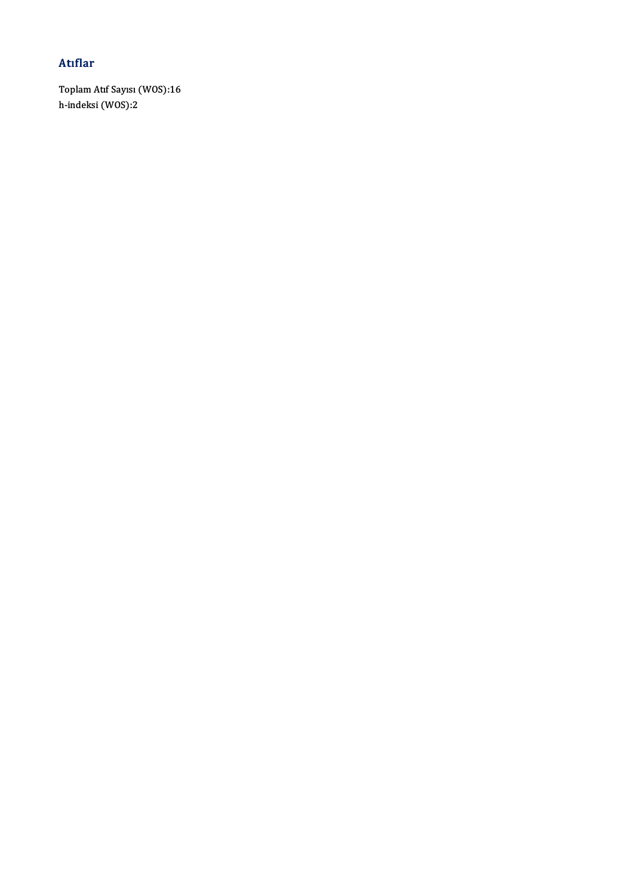## Atıflar

Toplam Atıf Sayısı (WOS):16
h-indeksi (WOS):2